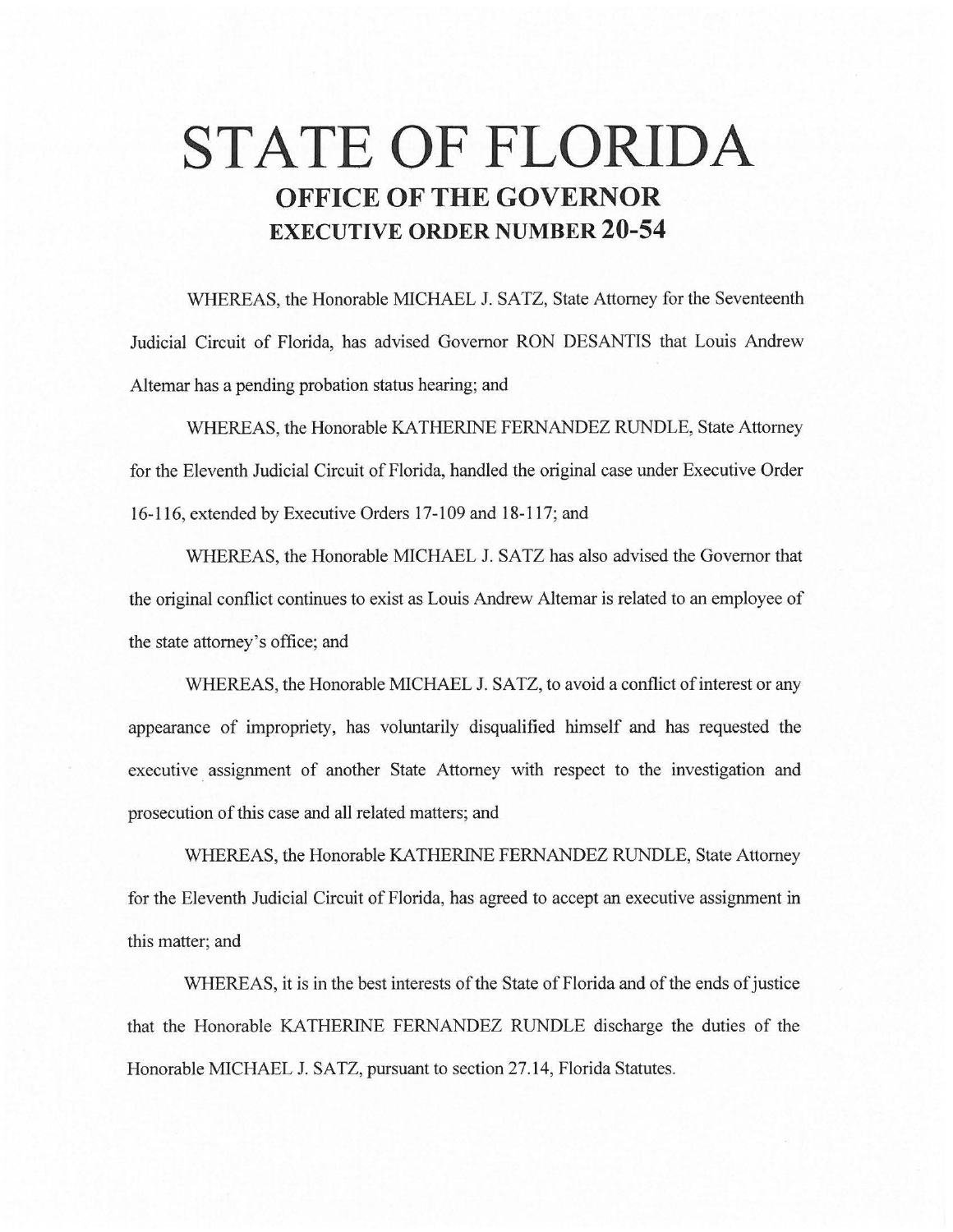# STATE OF FLORIDA

## OFFICE OF THE GOVERNOR

## EXECUTIVE ORDER NUMBER 20-54

WHEREAS, the Honorable MICHAEL J. SATZ, State Attorney for the Seventeenth Judicial Circuit of Florida, has advised Governor RON DESANTIS that Louis Andrew Altemar has a pending probation status hearing; and

WHEREAS, the Honorable KATHERINE FERNANDEZ RUNDLE, State Attorney for the Eleventh Judicial Circuit of Florida, handled the original case under Executive Order 16-116, extended by Executive Orders 17-109 and 18-117; and

WHEREAS, the Honorable MICHAEL J. SATZ has also advised the Governor that the original conflict continues to exist as Louis Andrew Altemar is related to an employee of the state attorney's office; and

WHEREAS, the Honorable MICHAEL J. SATZ, to avoid a conflict of interest or any appearance of impropriety, has voluntarily disqualified himself and has requested the executive assignment of another State Attorney with respect to the investigation and prosecution of this case and all related matters; and

WHEREAS, the Honorable KATHERINE FERNANDEZ RUNDLE, State Attorney for the Eleventh Judicial Circuit of Florida, has agreed to accept an executive assignment in this matter; and

WHEREAS, it is in the best interests of the State of Florida and of the ends of justice that the Honorable KATHERINE FERNANDEZ RUNDLE discharge the duties of the Honorable MICHAEL J. SATZ, pursuant to section 27.14, Florida Statutes.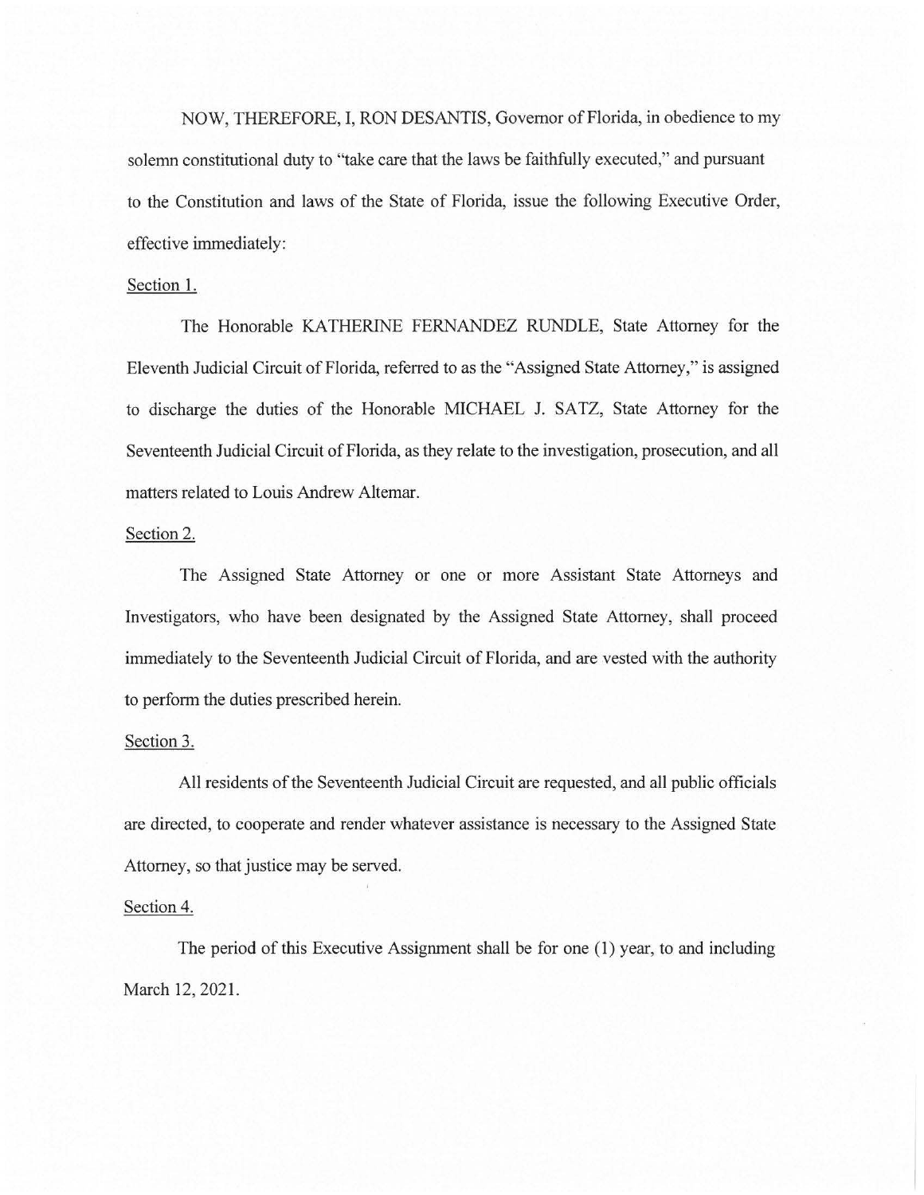NOW, THEREFORE, I, RON DESANTIS, Governor of Florida, in obedience to my solemn constitutional duty to "take care that the laws be faithfully executed," and pursuant to the Constitution and laws of the State of Florida, issue the following Executive Order, effective immediately:

Section 1.

The Honorable KATHERINE FERNANDEZ RUNDLE, State Attorney for the Eleventh Judicial Circuit of Florida, referred to as the "Assigned State Attorney," is assigned to discharge the duties of the Honorable MICHAEL J. SATZ, State Attorney for the Seventeenth Judicial Circuit of Florida, as they relate to the investigation, prosecution, and all matters related to Louis Andrew Altemar.

Section 2.

The Assigned State Attorney or one or more Assistant State Attorneys and Investigators, who have been designated by the Assigned State Attorney, shall proceed immediately to the Seventeenth Judicial Circuit of Florida, and are vested with the authority to perform the duties prescribed herein.

Section 3.

All residents of the Seventeenth Judicial Circuit are requested, and all public officials are directed, to cooperate and render whatever assistance is necessary to the Assigned State Attorney, so that justice may be served.

Section 4.

The period of this Executive Assignment shall be for one (1) year, to and including March 12, 2021.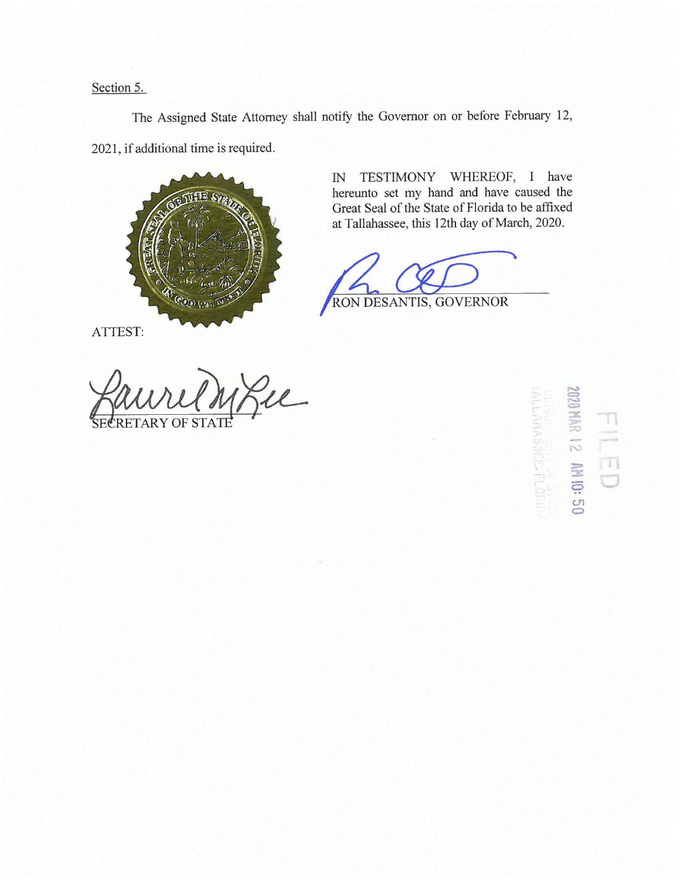Section 5.

The Assigned State Attorney shall notify the Governor on or before February 12, 2021, if additional time is required.

IN TESTIMONY WHEREOF, I have hereunto set my hand and have caused the Great Seal of the State of Florida to be affixed at Tallahassee, this 12th day of March, 2020.

RON DESANTIS, GOVERNOR

ATTEST:

SECRETARY OF STATE

FILED

2020 MAR 12 AM 10: 50

DEPARTMENT OF STATE TALLAHASSEE, FLORIDA